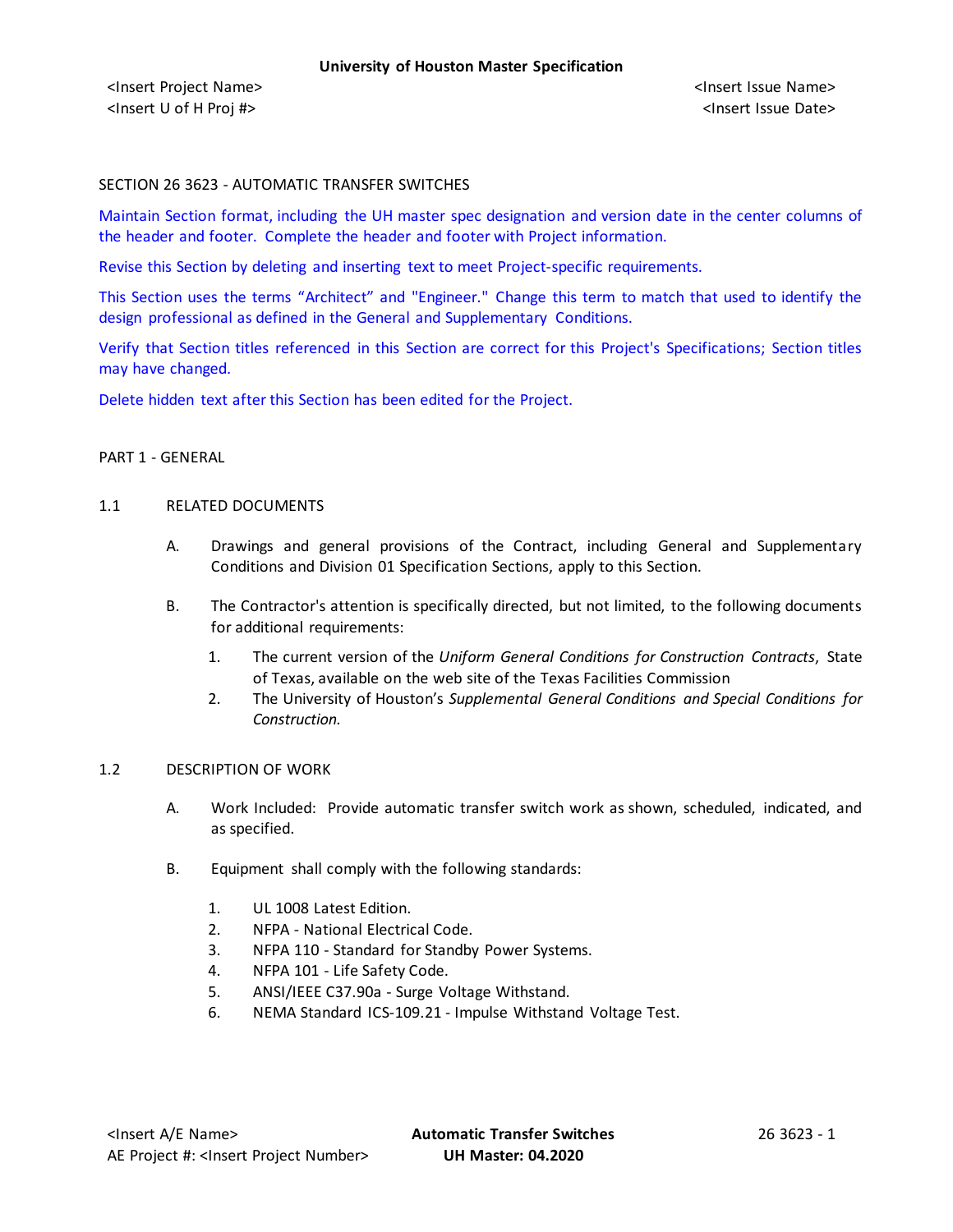SECTION 26 3623 - AUTOMATIC TRANSFER SWITCHES

Maintain Section format, including the UH master spec designation and version date in the center columns of the header and footer. Complete the header and footer with Project information.

Revise this Section by deleting and inserting text to meet Project-specific requirements.

This Section uses the terms "Architect" and "Engineer." Change this term to match that used to identify the design professional as defined in the General and Supplementary Conditions.

Verify that Section titles referenced in this Section are correct for this Project's Specifications; Section titles may have changed.

Delete hidden text after this Section has been edited for the Project.

## PART 1 - GENERAL

### 1.1 RELATED DOCUMENTS

A. Drawings and general provisions of the Contract, including General and Supplementary Conditions and Division 01 Specification Sections, apply to this Section.

B. The Contractor's attention is specifically directed, but not limited, to the following documents for additional requirements:

1. The current version of the *Uniform General Conditions for Construction Contracts*, State of Texas, available on the web site of the Texas Facilities Commission
2. The University of Houston's *Supplemental General Conditions and Special Conditions for Construction.*

### 1.2 DESCRIPTION OF WORK

A. Work Included: Provide automatic transfer switch work as shown, scheduled, indicated, and as specified.

B. Equipment shall comply with the following standards:

1. UL 1008 Latest Edition.
2. NFPA - National Electrical Code.
3. NFPA 110 - Standard for Standby Power Systems.
4. NFPA 101 - Life Safety Code.
5. ANSI/IEEE C37.90a - Surge Voltage Withstand.
6. NEMA Standard ICS-109.21 - Impulse Withstand Voltage Test.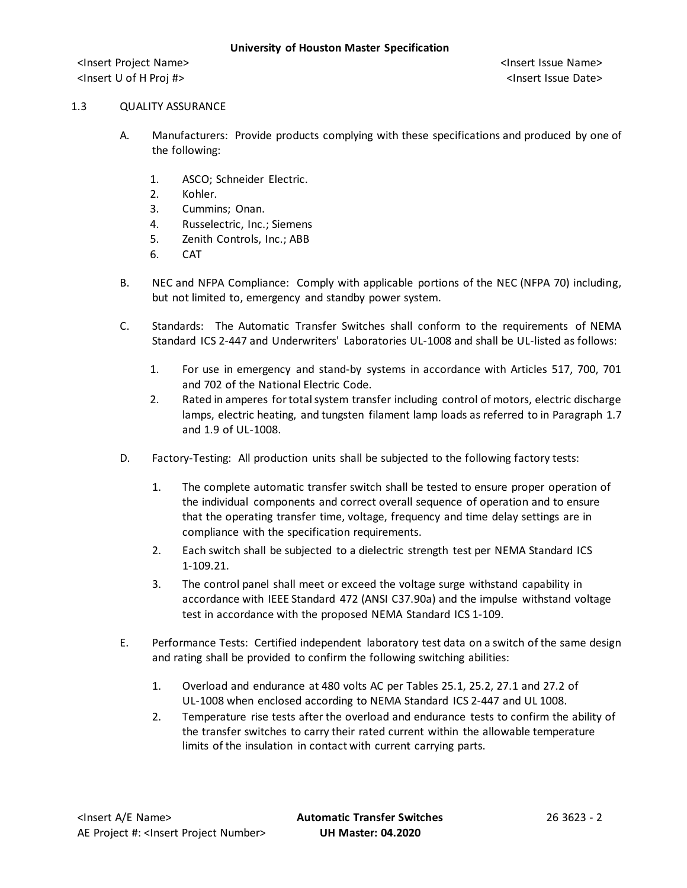## 1.3 QUALITY ASSURANCE

A. Manufacturers: Provide products complying with these specifications and produced by one of the following:

1. ASCO; Schneider Electric.
2. Kohler.
3. Cummins; Onan.
4. Russelectric, Inc.; Siemens
5. Zenith Controls, Inc.; ABB
6. CAT

B. NEC and NFPA Compliance: Comply with applicable portions of the NEC (NFPA 70) including, but not limited to, emergency and standby power system.

C. Standards: The Automatic Transfer Switches shall conform to the requirements of NEMA Standard ICS 2-447 and Underwriters' Laboratories UL-1008 and shall be UL-listed as follows:

1. For use in emergency and stand-by systems in accordance with Articles 517, 700, 701 and 702 of the National Electric Code.
2. Rated in amperes for total system transfer including control of motors, electric discharge lamps, electric heating, and tungsten filament lamp loads as referred to in Paragraph 1.7 and 1.9 of UL-1008.

D. Factory-Testing: All production units shall be subjected to the following factory tests:

1. The complete automatic transfer switch shall be tested to ensure proper operation of the individual components and correct overall sequence of operation and to ensure that the operating transfer time, voltage, frequency and time delay settings are in compliance with the specification requirements.
2. Each switch shall be subjected to a dielectric strength test per NEMA Standard ICS 1-109.21.
3. The control panel shall meet or exceed the voltage surge withstand capability in accordance with IEEE Standard 472 (ANSI C37.90a) and the impulse withstand voltage test in accordance with the proposed NEMA Standard ICS 1-109.

E. Performance Tests: Certified independent laboratory test data on a switch of the same design and rating shall be provided to confirm the following switching abilities:

1. Overload and endurance at 480 volts AC per Tables 25.1, 25.2, 27.1 and 27.2 of UL-1008 when enclosed according to NEMA Standard ICS 2-447 and UL 1008.
2. Temperature rise tests after the overload and endurance tests to confirm the ability of the transfer switches to carry their rated current within the allowable temperature limits of the insulation in contact with current carrying parts.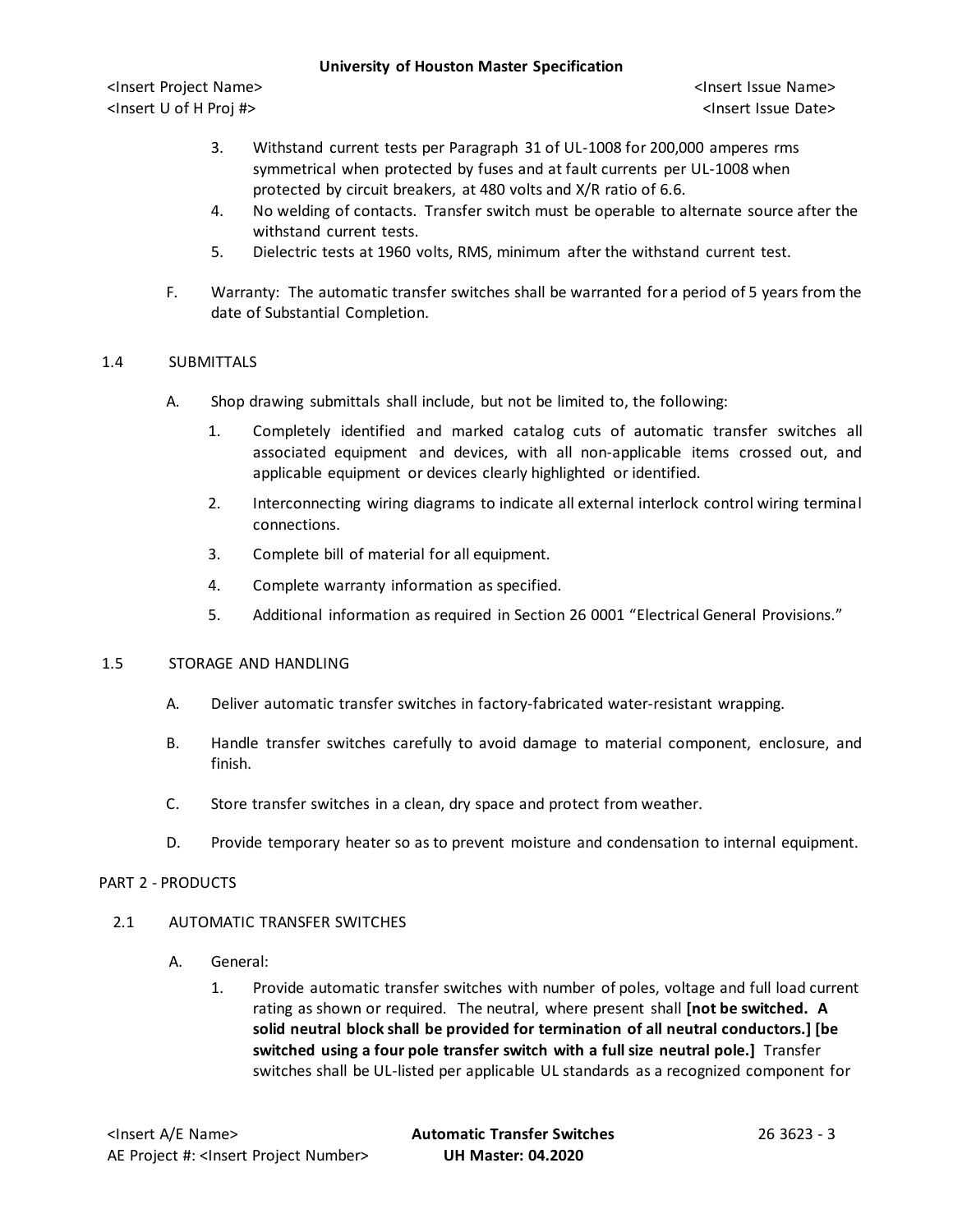3. Withstand current tests per Paragraph 31 of UL-1008 for 200,000 amperes rms symmetrical when protected by fuses and at fault currents per UL-1008 when protected by circuit breakers, at 480 volts and X/R ratio of 6.6.
4. No welding of contacts. Transfer switch must be operable to alternate source after the withstand current tests.
5. Dielectric tests at 1960 volts, RMS, minimum after the withstand current test.

F. Warranty: The automatic transfer switches shall be warranted for a period of 5 years from the date of Substantial Completion.

## 1.4 SUBMITTALS

A. Shop drawing submittals shall include, but not be limited to, the following:

1. Completely identified and marked catalog cuts of automatic transfer switches all associated equipment and devices, with all non-applicable items crossed out, and applicable equipment or devices clearly highlighted or identified.
2. Interconnecting wiring diagrams to indicate all external interlock control wiring terminal connections.
3. Complete bill of material for all equipment.
4. Complete warranty information as specified.
5. Additional information as required in Section 26 0001 "Electrical General Provisions."

## 1.5 STORAGE AND HANDLING

A. Deliver automatic transfer switches in factory-fabricated water-resistant wrapping.

B. Handle transfer switches carefully to avoid damage to material component, enclosure, and finish.

C. Store transfer switches in a clean, dry space and protect from weather.

D. Provide temporary heater so as to prevent moisture and condensation to internal equipment.

# PART 2 - PRODUCTS

## 2.1 AUTOMATIC TRANSFER SWITCHES

A. General:

1. Provide automatic transfer switches with number of poles, voltage and full load current rating as shown or required. The neutral, where present shall **[not be switched. A solid neutral block shall be provided for termination of all neutral conductors.] [be switched using a four pole transfer switch with a full size neutral pole.]** Transfer switches shall be UL-listed per applicable UL standards as a recognized component for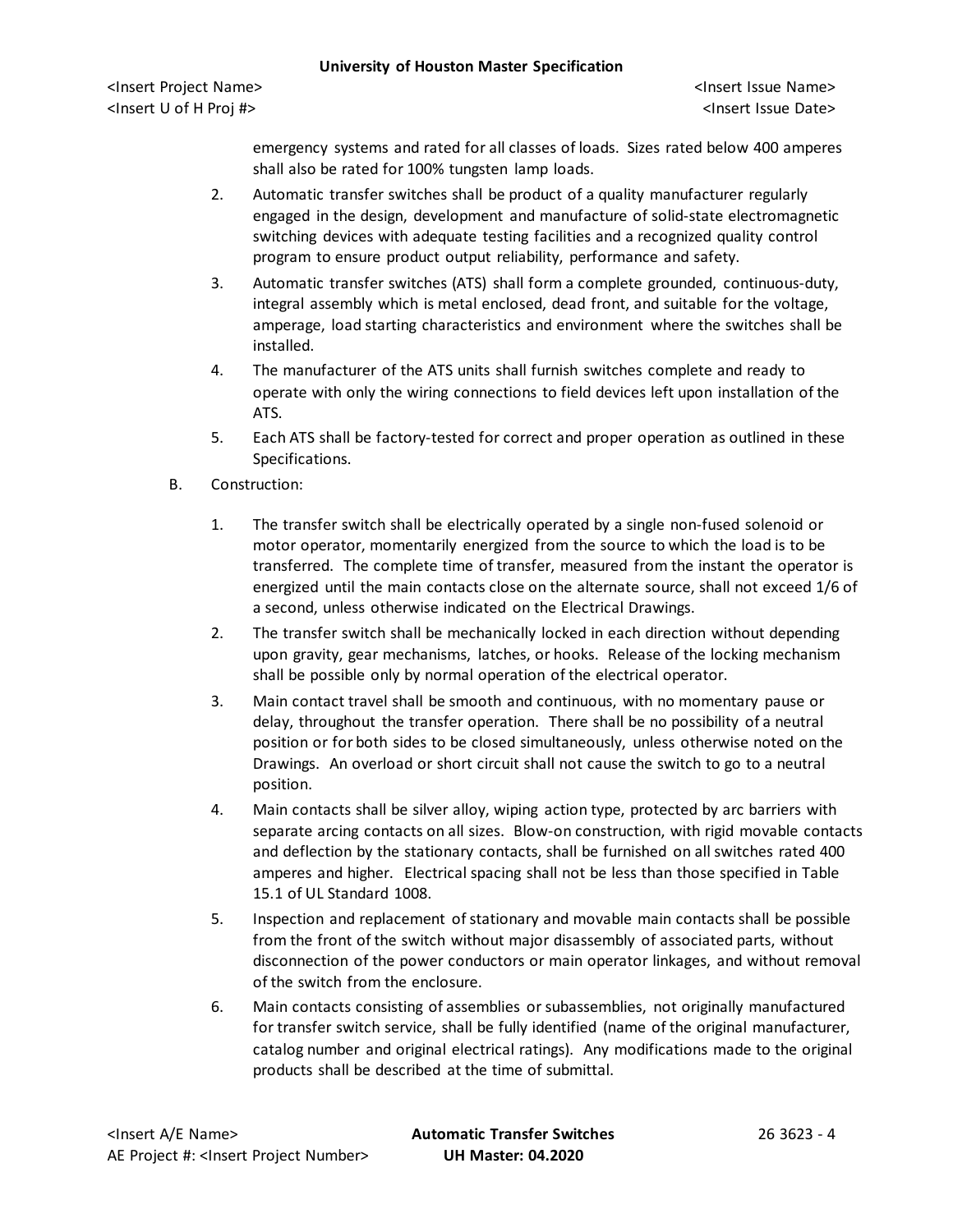emergency systems and rated for all classes of loads. Sizes rated below 400 amperes shall also be rated for 100% tungsten lamp loads.

2. Automatic transfer switches shall be product of a quality manufacturer regularly engaged in the design, development and manufacture of solid-state electromagnetic switching devices with adequate testing facilities and a recognized quality control program to ensure product output reliability, performance and safety.

3. Automatic transfer switches (ATS) shall form a complete grounded, continuous-duty, integral assembly which is metal enclosed, dead front, and suitable for the voltage, amperage, load starting characteristics and environment where the switches shall be installed.

4. The manufacturer of the ATS units shall furnish switches complete and ready to operate with only the wiring connections to field devices left upon installation of the ATS.

5. Each ATS shall be factory-tested for correct and proper operation as outlined in these Specifications.

B. Construction:

1. The transfer switch shall be electrically operated by a single non-fused solenoid or motor operator, momentarily energized from the source to which the load is to be transferred. The complete time of transfer, measured from the instant the operator is energized until the main contacts close on the alternate source, shall not exceed 1/6 of a second, unless otherwise indicated on the Electrical Drawings.

2. The transfer switch shall be mechanically locked in each direction without depending upon gravity, gear mechanisms, latches, or hooks. Release of the locking mechanism shall be possible only by normal operation of the electrical operator.

3. Main contact travel shall be smooth and continuous, with no momentary pause or delay, throughout the transfer operation. There shall be no possibility of a neutral position or for both sides to be closed simultaneously, unless otherwise noted on the Drawings. An overload or short circuit shall not cause the switch to go to a neutral position.

4. Main contacts shall be silver alloy, wiping action type, protected by arc barriers with separate arcing contacts on all sizes. Blow-on construction, with rigid movable contacts and deflection by the stationary contacts, shall be furnished on all switches rated 400 amperes and higher. Electrical spacing shall not be less than those specified in Table 15.1 of UL Standard 1008.

5. Inspection and replacement of stationary and movable main contacts shall be possible from the front of the switch without major disassembly of associated parts, without disconnection of the power conductors or main operator linkages, and without removal of the switch from the enclosure.

6. Main contacts consisting of assemblies or subassemblies, not originally manufactured for transfer switch service, shall be fully identified (name of the original manufacturer, catalog number and original electrical ratings). Any modifications made to the original products shall be described at the time of submittal.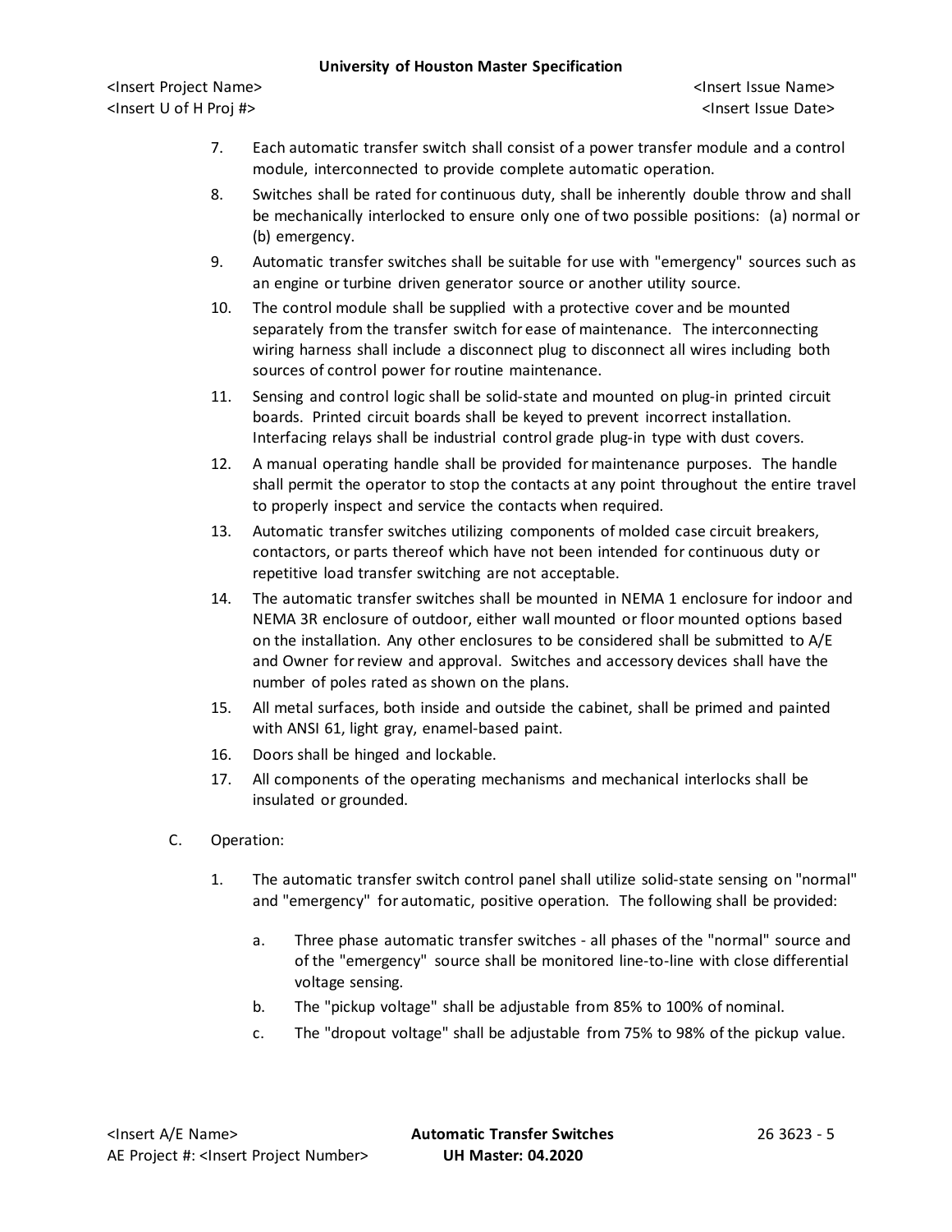7. Each automatic transfer switch shall consist of a power transfer module and a control module, interconnected to provide complete automatic operation.
8. Switches shall be rated for continuous duty, shall be inherently double throw and shall be mechanically interlocked to ensure only one of two possible positions: (a) normal or (b) emergency.
9. Automatic transfer switches shall be suitable for use with "emergency" sources such as an engine or turbine driven generator source or another utility source.
10. The control module shall be supplied with a protective cover and be mounted separately from the transfer switch for ease of maintenance. The interconnecting wiring harness shall include a disconnect plug to disconnect all wires including both sources of control power for routine maintenance.
11. Sensing and control logic shall be solid-state and mounted on plug-in printed circuit boards. Printed circuit boards shall be keyed to prevent incorrect installation. Interfacing relays shall be industrial control grade plug-in type with dust covers.
12. A manual operating handle shall be provided for maintenance purposes. The handle shall permit the operator to stop the contacts at any point throughout the entire travel to properly inspect and service the contacts when required.
13. Automatic transfer switches utilizing components of molded case circuit breakers, contactors, or parts thereof which have not been intended for continuous duty or repetitive load transfer switching are not acceptable.
14. The automatic transfer switches shall be mounted in NEMA 1 enclosure for indoor and NEMA 3R enclosure of outdoor, either wall mounted or floor mounted options based on the installation. Any other enclosures to be considered shall be submitted to A/E and Owner for review and approval. Switches and accessory devices shall have the number of poles rated as shown on the plans.
15. All metal surfaces, both inside and outside the cabinet, shall be primed and painted with ANSI 61, light gray, enamel-based paint.
16. Doors shall be hinged and lockable.
17. All components of the operating mechanisms and mechanical interlocks shall be insulated or grounded.

C. Operation:

1. The automatic transfer switch control panel shall utilize solid-state sensing on "normal" and "emergency" for automatic, positive operation. The following shall be provided:
   a. Three phase automatic transfer switches - all phases of the "normal" source and of the "emergency" source shall be monitored line-to-line with close differential voltage sensing.
   b. The "pickup voltage" shall be adjustable from 85% to 100% of nominal.
   c. The "dropout voltage" shall be adjustable from 75% to 98% of the pickup value.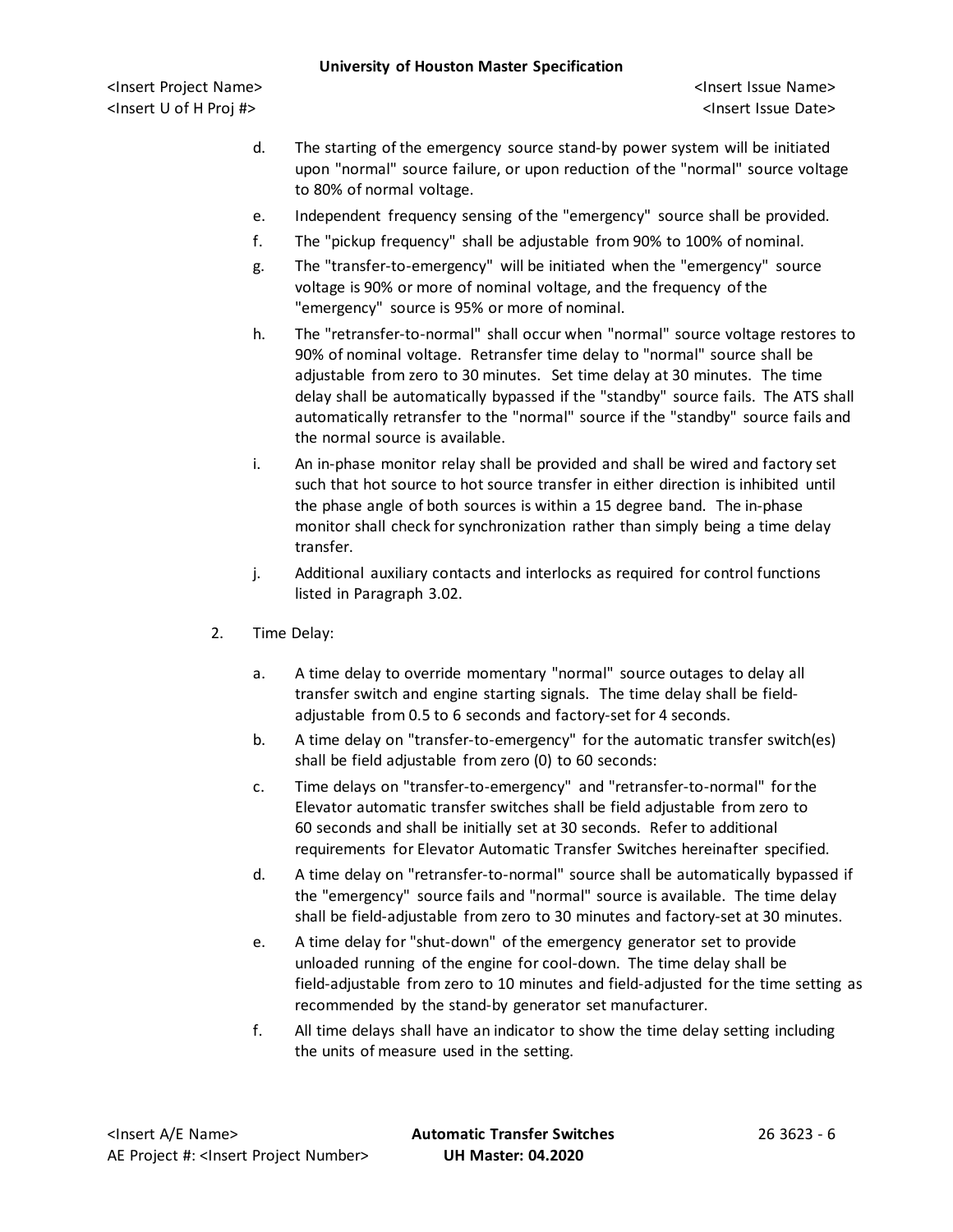d. The starting of the emergency source stand-by power system will be initiated upon "normal" source failure, or upon reduction of the "normal" source voltage to 80% of normal voltage.

e. Independent frequency sensing of the "emergency" source shall be provided.

f. The "pickup frequency" shall be adjustable from 90% to 100% of nominal.

g. The "transfer-to-emergency" will be initiated when the "emergency" source voltage is 90% or more of nominal voltage, and the frequency of the "emergency" source is 95% or more of nominal.

h. The "retransfer-to-normal" shall occur when "normal" source voltage restores to 90% of nominal voltage. Retransfer time delay to "normal" source shall be adjustable from zero to 30 minutes. Set time delay at 30 minutes. The time delay shall be automatically bypassed if the "standby" source fails. The ATS shall automatically retransfer to the "normal" source if the "standby" source fails and the normal source is available.

i. An in-phase monitor relay shall be provided and shall be wired and factory set such that hot source to hot source transfer in either direction is inhibited until the phase angle of both sources is within a 15 degree band. The in-phase monitor shall check for synchronization rather than simply being a time delay transfer.

j. Additional auxiliary contacts and interlocks as required for control functions listed in Paragraph 3.02.

2. Time Delay:

a. A time delay to override momentary "normal" source outages to delay all transfer switch and engine starting signals. The time delay shall be field-adjustable from 0.5 to 6 seconds and factory-set for 4 seconds.

b. A time delay on "transfer-to-emergency" for the automatic transfer switch(es) shall be field adjustable from zero (0) to 60 seconds:

c. Time delays on "transfer-to-emergency" and "retransfer-to-normal" for the Elevator automatic transfer switches shall be field adjustable from zero to 60 seconds and shall be initially set at 30 seconds. Refer to additional requirements for Elevator Automatic Transfer Switches hereinafter specified.

d. A time delay on "retransfer-to-normal" source shall be automatically bypassed if the "emergency" source fails and "normal" source is available. The time delay shall be field-adjustable from zero to 30 minutes and factory-set at 30 minutes.

e. A time delay for "shut-down" of the emergency generator set to provide unloaded running of the engine for cool-down. The time delay shall be field-adjustable from zero to 10 minutes and field-adjusted for the time setting as recommended by the stand-by generator set manufacturer.

f. All time delays shall have an indicator to show the time delay setting including the units of measure used in the setting.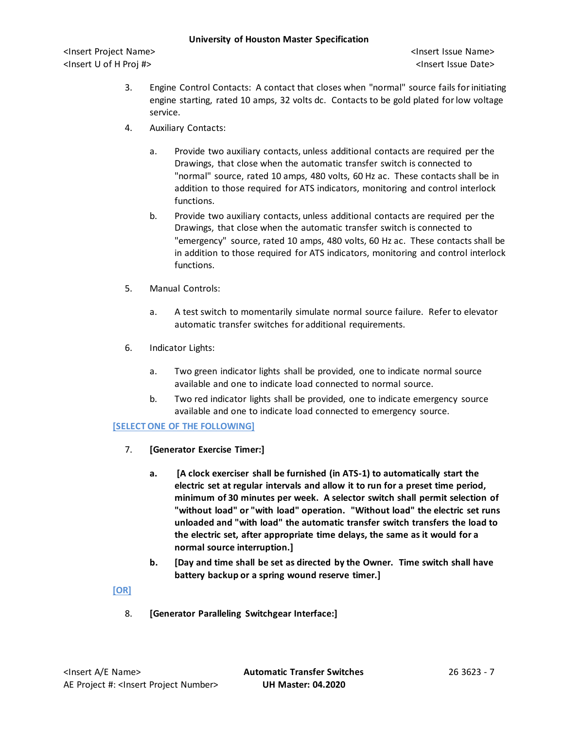3. Engine Control Contacts: A contact that closes when "normal" source fails for initiating engine starting, rated 10 amps, 32 volts dc. Contacts to be gold plated for low voltage service.

4. Auxiliary Contacts:

   a. Provide two auxiliary contacts, unless additional contacts are required per the Drawings, that close when the automatic transfer switch is connected to "normal" source, rated 10 amps, 480 volts, 60 Hz ac. These contacts shall be in addition to those required for ATS indicators, monitoring and control interlock functions.

   b. Provide two auxiliary contacts, unless additional contacts are required per the Drawings, that close when the automatic transfer switch is connected to "emergency" source, rated 10 amps, 480 volts, 60 Hz ac. These contacts shall be in addition to those required for ATS indicators, monitoring and control interlock functions.

5. Manual Controls:

   a. A test switch to momentarily simulate normal source failure. Refer to elevator automatic transfer switches for additional requirements.

6. Indicator Lights:

   a. Two green indicator lights shall be provided, one to indicate normal source available and one to indicate load connected to normal source.

   b. Two red indicator lights shall be provided, one to indicate emergency source available and one to indicate load connected to emergency source.

[SELECT ONE OF THE FOLLOWING]

7. **[Generator Exercise Timer:]**

   **a. [A clock exerciser shall be furnished (in ATS-1) to automatically start the electric set at regular intervals and allow it to run for a preset time period, minimum of 30 minutes per week. A selector switch shall permit selection of "without load" or "with load" operation. "Without load" the electric set runs unloaded and "with load" the automatic transfer switch transfers the load to the electric set, after appropriate time delays, the same as it would for a normal source interruption.]**

   **b. [Day and time shall be set as directed by the Owner. Time switch shall have battery backup or a spring wound reserve timer.]**

[OR]

8. **[Generator Paralleling Switchgear Interface:]**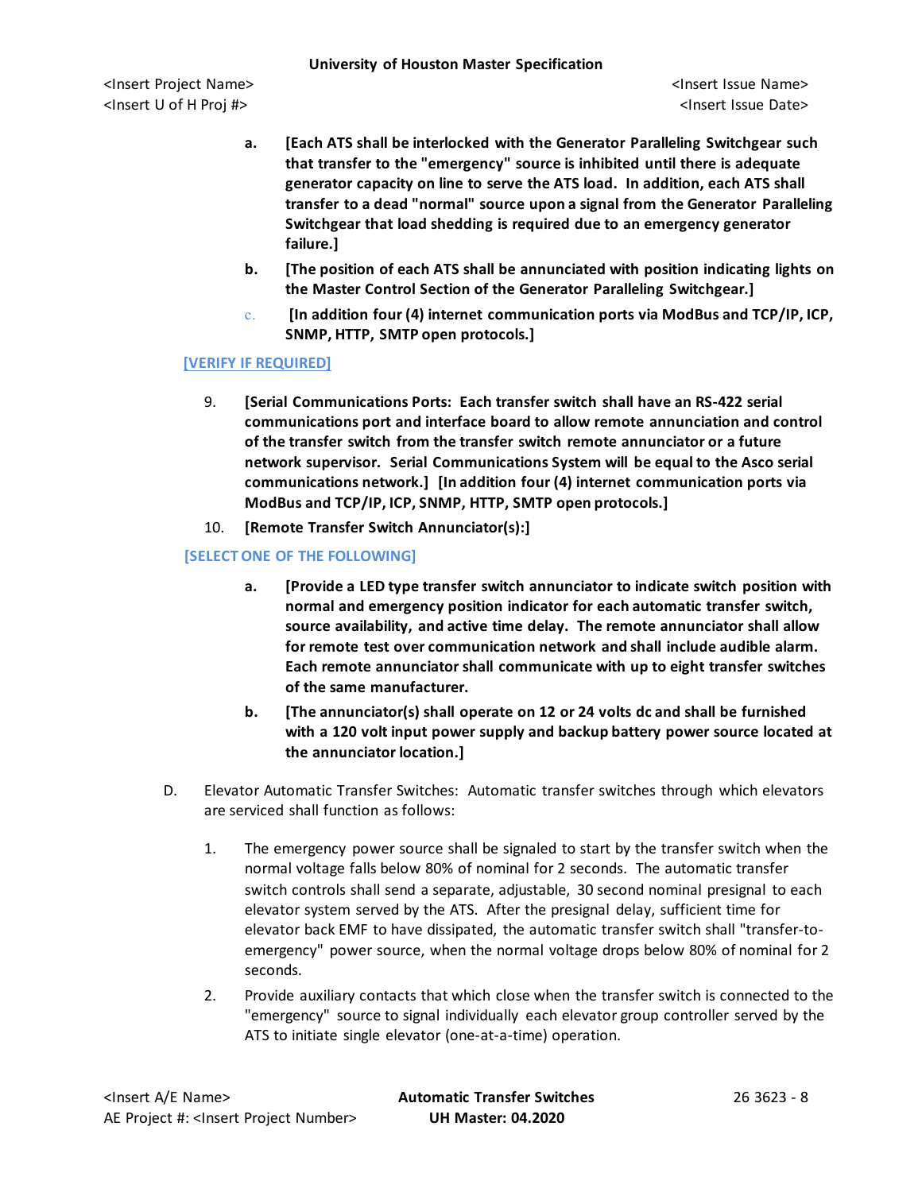a. **[Each ATS shall be interlocked with the Generator Paralleling Switchgear such that transfer to the "emergency" source is inhibited until there is adequate generator capacity on line to serve the ATS load. In addition, each ATS shall transfer to a dead "normal" source upon a signal from the Generator Paralleling Switchgear that load shedding is required due to an emergency generator failure.]**

b. **[The position of each ATS shall be annunciated with position indicating lights on the Master Control Section of the Generator Paralleling Switchgear.]**

c. **[In addition four (4) internet communication ports via ModBus and TCP/IP, ICP, SNMP, HTTP, SMTP open protocols.]**

[VERIFY IF REQUIRED]

9. **[Serial Communications Ports: Each transfer switch shall have an RS-422 serial communications port and interface board to allow remote annunciation and control of the transfer switch from the transfer switch remote annunciator or a future network supervisor. Serial Communications System will be equal to the Asco serial communications network.] [In addition four (4) internet communication ports via ModBus and TCP/IP, ICP, SNMP, HTTP, SMTP open protocols.]**

10. **[Remote Transfer Switch Annunciator(s):]**

[SELECT ONE OF THE FOLLOWING]

a. **[Provide a LED type transfer switch annunciator to indicate switch position with normal and emergency position indicator for each automatic transfer switch, source availability, and active time delay. The remote annunciator shall allow for remote test over communication network and shall include audible alarm. Each remote annunciator shall communicate with up to eight transfer switches of the same manufacturer.**

b. **[The annunciator(s) shall operate on 12 or 24 volts dc and shall be furnished with a 120 volt input power supply and backup battery power source located at the annunciator location.]**

D. Elevator Automatic Transfer Switches: Automatic transfer switches through which elevators are serviced shall function as follows:

1. The emergency power source shall be signaled to start by the transfer switch when the normal voltage falls below 80% of nominal for 2 seconds. The automatic transfer switch controls shall send a separate, adjustable, 30 second nominal presignal to each elevator system served by the ATS. After the presignal delay, sufficient time for elevator back EMF to have dissipated, the automatic transfer switch shall "transfer-to-emergency" power source, when the normal voltage drops below 80% of nominal for 2 seconds.

2. Provide auxiliary contacts that which close when the transfer switch is connected to the "emergency" source to signal individually each elevator group controller served by the ATS to initiate single elevator (one-at-a-time) operation.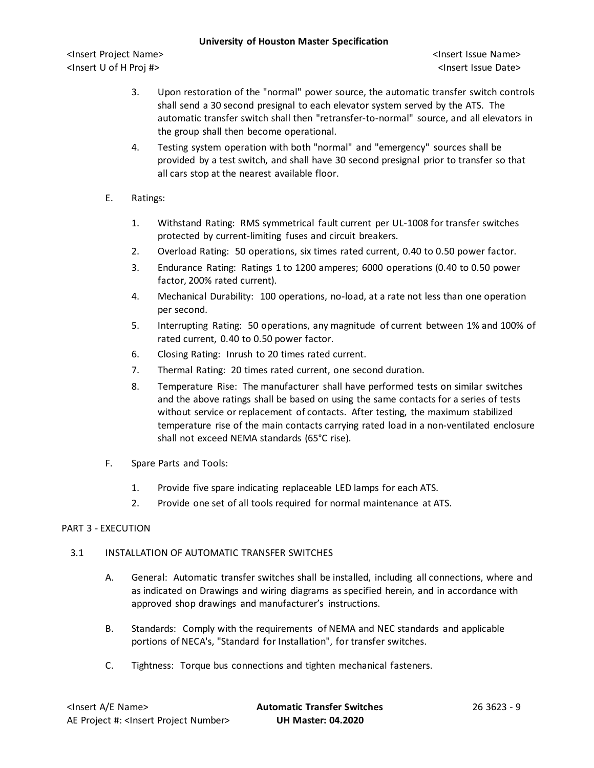3. Upon restoration of the "normal" power source, the automatic transfer switch controls shall send a 30 second presignal to each elevator system served by the ATS. The automatic transfer switch shall then "retransfer-to-normal" source, and all elevators in the group shall then become operational.
4. Testing system operation with both "normal" and "emergency" sources shall be provided by a test switch, and shall have 30 second presignal prior to transfer so that all cars stop at the nearest available floor.

E. Ratings:

1. Withstand Rating: RMS symmetrical fault current per UL-1008 for transfer switches protected by current-limiting fuses and circuit breakers.
2. Overload Rating: 50 operations, six times rated current, 0.40 to 0.50 power factor.
3. Endurance Rating: Ratings 1 to 1200 amperes; 6000 operations (0.40 to 0.50 power factor, 200% rated current).
4. Mechanical Durability: 100 operations, no-load, at a rate not less than one operation per second.
5. Interrupting Rating: 50 operations, any magnitude of current between 1% and 100% of rated current, 0.40 to 0.50 power factor.
6. Closing Rating: Inrush to 20 times rated current.
7. Thermal Rating: 20 times rated current, one second duration.
8. Temperature Rise: The manufacturer shall have performed tests on similar switches and the above ratings shall be based on using the same contacts for a series of tests without service or replacement of contacts. After testing, the maximum stabilized temperature rise of the main contacts carrying rated load in a non-ventilated enclosure shall not exceed NEMA standards (65°C rise).

F. Spare Parts and Tools:

1. Provide five spare indicating replaceable LED lamps for each ATS.
2. Provide one set of all tools required for normal maintenance at ATS.

## PART 3 - EXECUTION

### 3.1 INSTALLATION OF AUTOMATIC TRANSFER SWITCHES

A. General: Automatic transfer switches shall be installed, including all connections, where and as indicated on Drawings and wiring diagrams as specified herein, and in accordance with approved shop drawings and manufacturer's instructions.

B. Standards: Comply with the requirements of NEMA and NEC standards and applicable portions of NECA's, "Standard for Installation", for transfer switches.

C. Tightness: Torque bus connections and tighten mechanical fasteners.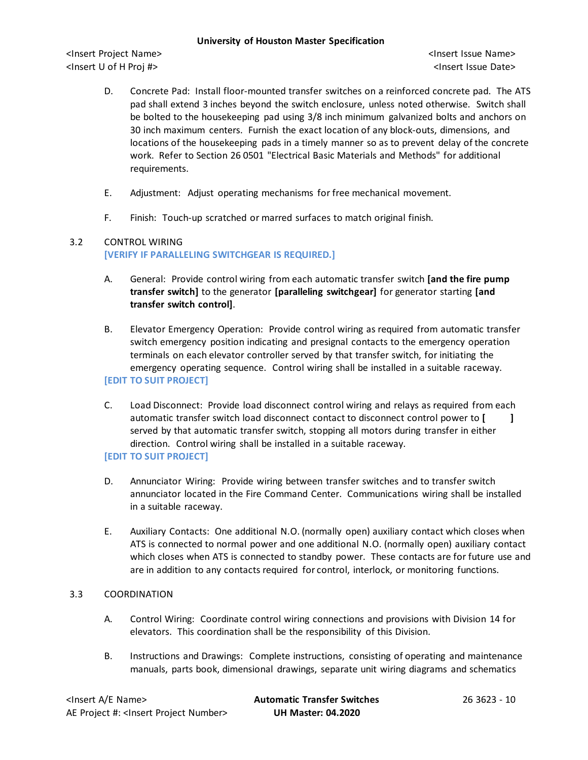D. Concrete Pad: Install floor-mounted transfer switches on a reinforced concrete pad. The ATS pad shall extend 3 inches beyond the switch enclosure, unless noted otherwise. Switch shall be bolted to the housekeeping pad using 3/8 inch minimum galvanized bolts and anchors on 30 inch maximum centers. Furnish the exact location of any block-outs, dimensions, and locations of the housekeeping pads in a timely manner so as to prevent delay of the concrete work. Refer to Section 26 0501 "Electrical Basic Materials and Methods" for additional requirements.

E. Adjustment: Adjust operating mechanisms for free mechanical movement.

F. Finish: Touch-up scratched or marred surfaces to match original finish.

## 3.2 CONTROL WIRING

[VERIFY IF PARALLELING SWITCHGEAR IS REQUIRED.]

A. General: Provide control wiring from each automatic transfer switch **[and the fire pump transfer switch]** to the generator **[paralleling switchgear]** for generator starting **[and transfer switch control]**.

B. Elevator Emergency Operation: Provide control wiring as required from automatic transfer switch emergency position indicating and presignal contacts to the emergency operation terminals on each elevator controller served by that transfer switch, for initiating the emergency operating sequence. Control wiring shall be installed in a suitable raceway.

[EDIT TO SUIT PROJECT]

C. Load Disconnect: Provide load disconnect control wiring and relays as required from each automatic transfer switch load disconnect contact to disconnect control power to **[ ]** served by that automatic transfer switch, stopping all motors during transfer in either direction. Control wiring shall be installed in a suitable raceway.

[EDIT TO SUIT PROJECT]

D. Annunciator Wiring: Provide wiring between transfer switches and to transfer switch annunciator located in the Fire Command Center. Communications wiring shall be installed in a suitable raceway.

E. Auxiliary Contacts: One additional N.O. (normally open) auxiliary contact which closes when ATS is connected to normal power and one additional N.O. (normally open) auxiliary contact which closes when ATS is connected to standby power. These contacts are for future use and are in addition to any contacts required for control, interlock, or monitoring functions.

## 3.3 COORDINATION

A. Control Wiring: Coordinate control wiring connections and provisions with Division 14 for elevators. This coordination shall be the responsibility of this Division.

B. Instructions and Drawings: Complete instructions, consisting of operating and maintenance manuals, parts book, dimensional drawings, separate unit wiring diagrams and schematics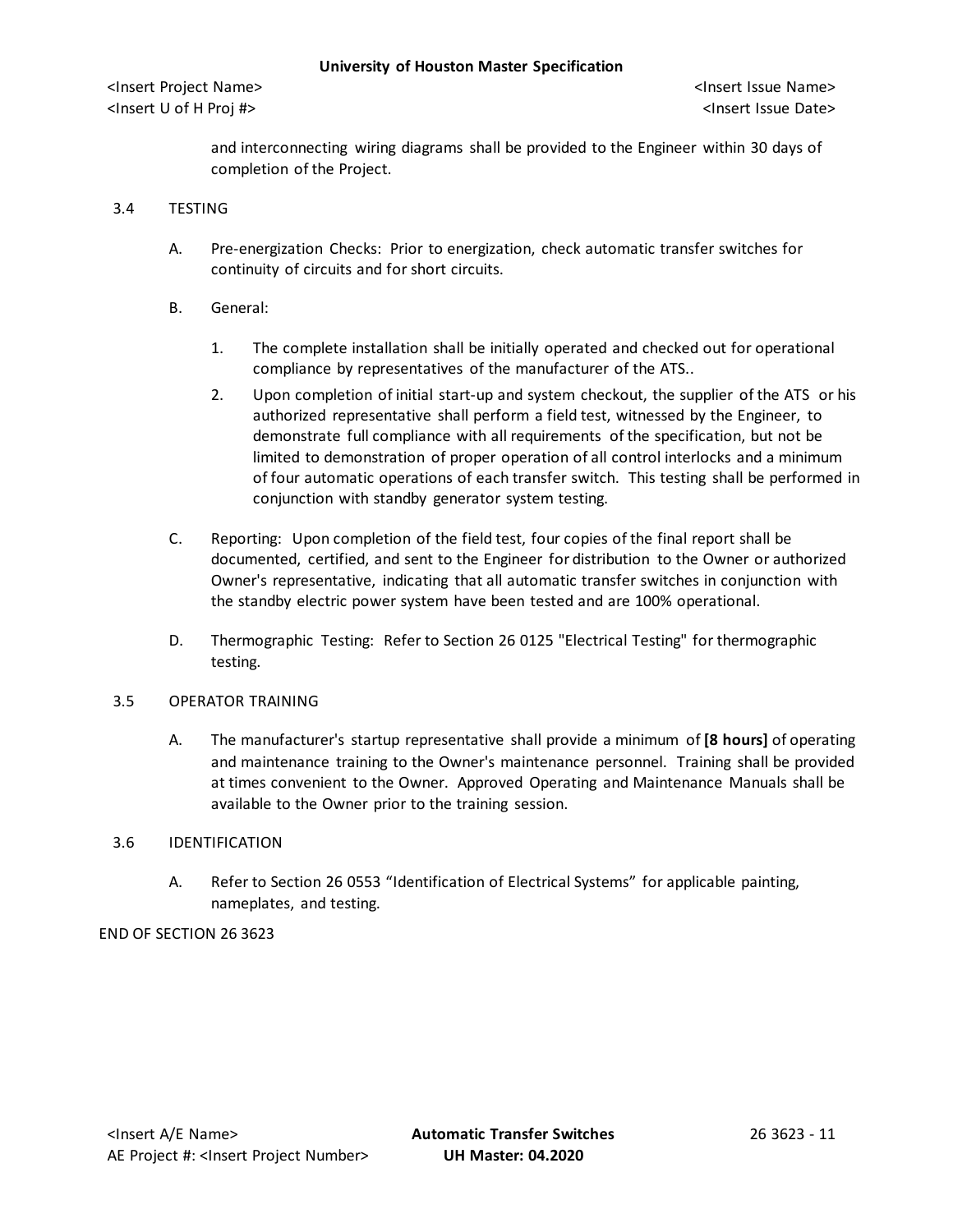and interconnecting wiring diagrams shall be provided to the Engineer within 30 days of completion of the Project.

## 3.4 TESTING

A. Pre-energization Checks: Prior to energization, check automatic transfer switches for continuity of circuits and for short circuits.

B. General:

1. The complete installation shall be initially operated and checked out for operational compliance by representatives of the manufacturer of the ATS..
2. Upon completion of initial start-up and system checkout, the supplier of the ATS or his authorized representative shall perform a field test, witnessed by the Engineer, to demonstrate full compliance with all requirements of the specification, but not be limited to demonstration of proper operation of all control interlocks and a minimum of four automatic operations of each transfer switch. This testing shall be performed in conjunction with standby generator system testing.

C. Reporting: Upon completion of the field test, four copies of the final report shall be documented, certified, and sent to the Engineer for distribution to the Owner or authorized Owner's representative, indicating that all automatic transfer switches in conjunction with the standby electric power system have been tested and are 100% operational.

D. Thermographic Testing: Refer to Section 26 0125 "Electrical Testing" for thermographic testing.

## 3.5 OPERATOR TRAINING

A. The manufacturer's startup representative shall provide a minimum of **[8 hours]** of operating and maintenance training to the Owner's maintenance personnel. Training shall be provided at times convenient to the Owner. Approved Operating and Maintenance Manuals shall be available to the Owner prior to the training session.

## 3.6 IDENTIFICATION

A. Refer to Section 26 0553 “Identification of Electrical Systems” for applicable painting, nameplates, and testing.

END OF SECTION 26 3623